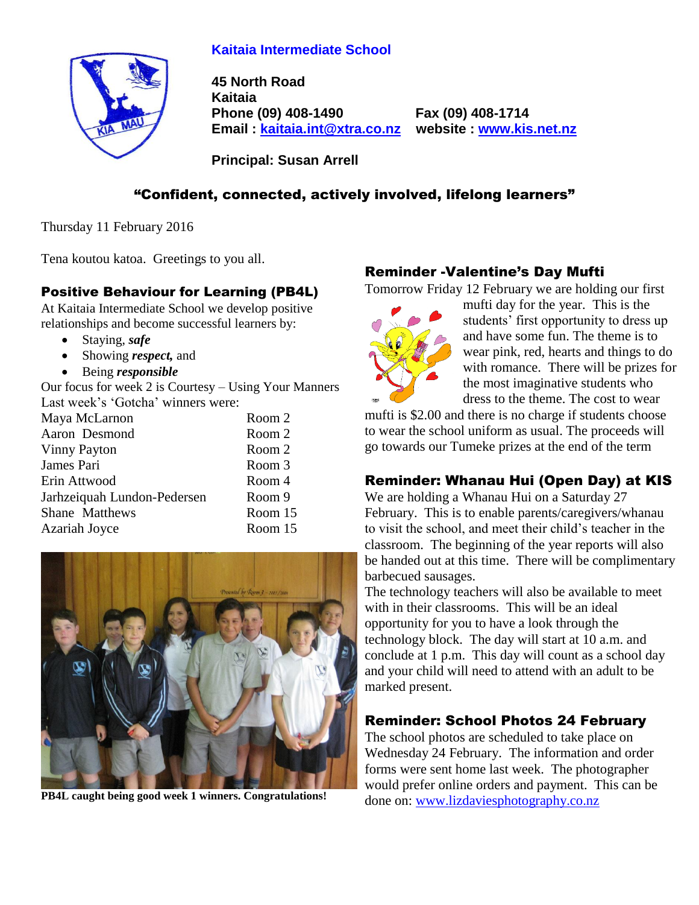# Kaitaia Intermediate School

**45 North Road**
**Kaitaia**
**Phone (09) 408-1490** **Fax (09) 408-1714**
**Email : kaitaia.int@xtra.co.nz** **website : www.kis.net.nz**

**Principal: Susan Arrell**

## "Confident, connected, actively involved, lifelong learners"

Thursday 11 February 2016

Tena koutou katoa. Greetings to you all.

### Positive Behaviour for Learning (PB4L)

At Kaitaia Intermediate School we develop positive relationships and become successful learners by:

- Staying, ***safe***
- Showing ***respect,*** and
- Being ***responsible***

Our focus for week 2 is Courtesy – Using Your Manners

Last week's 'Gotcha' winners were:

| Name | Room |
|---|---|
| Maya McLarnon | Room 2 |
| Aaron Desmond | Room 2 |
| Vinny Payton | Room 2 |
| James Pari | Room 3 |
| Erin Attwood | Room 4 |
| Jarhzeiquah Lundon-Pedersen | Room 9 |
| Shane Matthews | Room 15 |
| Azariah Joyce | Room 15 |

**PB4L caught being good week 1 winners. Congratulations!**

### Reminder -Valentine's Day Mufti

Tomorrow Friday 12 February we are holding our first mufti day for the year. This is the students' first opportunity to dress up and have some fun. The theme is to wear pink, red, hearts and things to do with romance. There will be prizes for the most imaginative students who dress to the theme. The cost to wear mufti is $2.00 and there is no charge if students choose to wear the school uniform as usual. The proceeds will go towards our Tumeke prizes at the end of the term

### Reminder: Whanau Hui (Open Day) at KIS

We are holding a Whanau Hui on a Saturday 27 February. This is to enable parents/caregivers/whanau to visit the school, and meet their child's teacher in the classroom. The beginning of the year reports will also be handed out at this time. There will be complimentary barbecued sausages.

The technology teachers will also be available to meet with in their classrooms. This will be an ideal opportunity for you to have a look through the technology block. The day will start at 10 a.m. and conclude at 1 p.m. This day will count as a school day and your child will need to attend with an adult to be marked present.

### Reminder: School Photos 24 February

The school photos are scheduled to take place on Wednesday 24 February. The information and order forms were sent home last week. The photographer would prefer online orders and payment. This can be done on: www.lizdaviesphotography.co.nz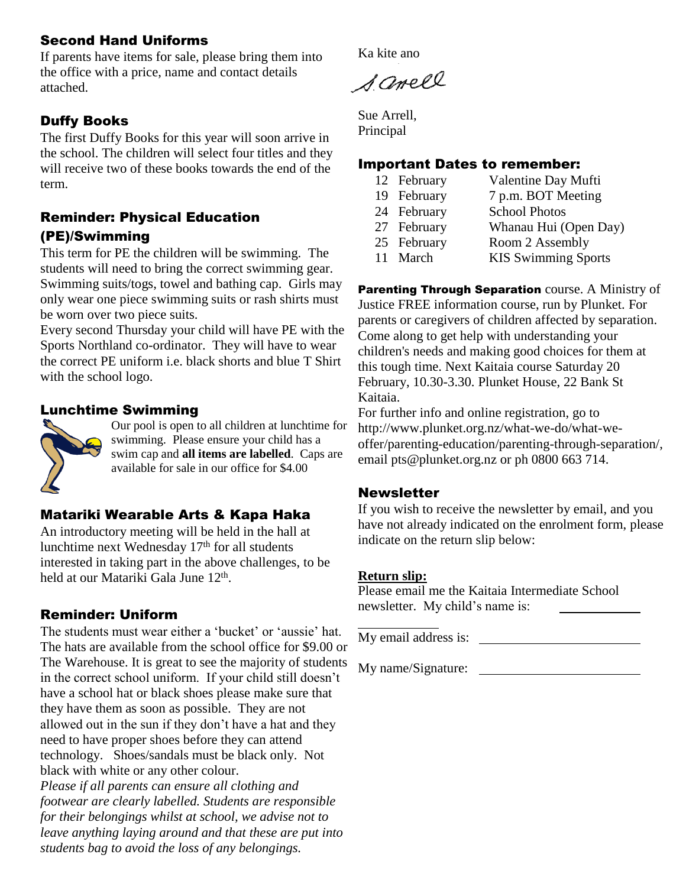## Second Hand Uniforms

If parents have items for sale, please bring them into the office with a price, name and contact details attached.

## Duffy Books

The first Duffy Books for this year will soon arrive in the school. The children will select four titles and they will receive two of these books towards the end of the term.

## Reminder: Physical Education (PE)/Swimming

This term for PE the children will be swimming. The students will need to bring the correct swimming gear. Swimming suits/togs, towel and bathing cap. Girls may only wear one piece swimming suits or rash shirts must be worn over two piece suits.

Every second Thursday your child will have PE with the Sports Northland co-ordinator. They will have to wear the correct PE uniform i.e. black shorts and blue T Shirt with the school logo.

## Lunchtime Swimming

Our pool is open to all children at lunchtime for swimming. Please ensure your child has a swim cap and **all items are labelled**. Caps are available for sale in our office for $4.00

## Matariki Wearable Arts & Kapa Haka

An introductory meeting will be held in the hall at lunchtime next Wednesday 17th for all students interested in taking part in the above challenges, to be held at our Matariki Gala June 12th.

## Reminder: Uniform

The students must wear either a 'bucket' or 'aussie' hat. The hats are available from the school office for $9.00 or The Warehouse. It is great to see the majority of students in the correct school uniform. If your child still doesn't have a school hat or black shoes please make sure that they have them as soon as possible. They are not allowed out in the sun if they don't have a hat and they need to have proper shoes before they can attend technology. Shoes/sandals must be black only. Not black with white or any other colour.

*Please if all parents can ensure all clothing and footwear are clearly labelled. Students are responsible for their belongings whilst at school, we advise not to leave anything laying around and that these are put into students bag to avoid the loss of any belongings.*

Ka kite ano

S Arell

Sue Arrell,
Principal

## Important Dates to remember:

| | |
|---|---|
| 12 February | Valentine Day Mufti |
| 19 February | 7 p.m. BOT Meeting |
| 24 February | School Photos |
| 27 February | Whanau Hui (Open Day) |
| 25 February | Room 2 Assembly |
| 11 March | KIS Swimming Sports |

**Parenting Through Separation** course. A Ministry of Justice FREE information course, run by Plunket. For parents or caregivers of children affected by separation. Come along to get help with understanding your children's needs and making good choices for them at this tough time. Next Kaitaia course Saturday 20 February, 10.30-3.30. Plunket House, 22 Bank St Kaitaia.

For further info and online registration, go to http://www.plunket.org.nz/what-we-do/what-we-offer/parenting-education/parenting-through-separation/, email pts@plunket.org.nz or ph 0800 663 714.

## Newsletter

If you wish to receive the newsletter by email, and you have not already indicated on the enrolment form, please indicate on the return slip below:

**Return slip:**

Please email me the Kaitaia Intermediate School newsletter. My child's name is: ____________

My email address is: ____________

My name/Signature: ____________